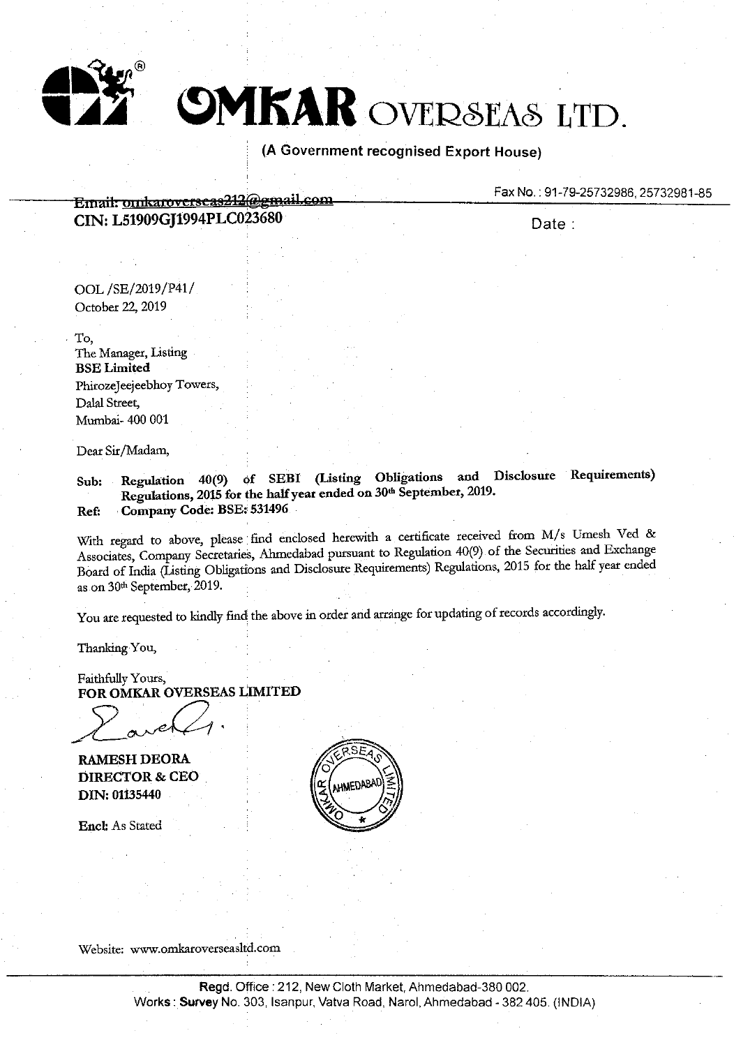# OMKAR OVERSEAS LTD.

**(A Government recognised Export House)**

~~Email: omkaroverseas212@gmail.com~~

Fax No.: 91-79-25732986, 25732981-85

**CIN: L51909GJ1994PLC023680**

Date :

OOL /SE/2019/P41/
October 22, 2019

To,
The Manager, Listing
**BSE Limited**
PhirozeJeejeebhoy Towers,
Dalal Street,
Mumbai- 400 001

Dear Sir/Madam,

**Sub: Regulation 40(9) of SEBI (Listing Obligations and Disclosure Requirements) Regulations, 2015 for the half year ended on 30th September, 2019.**
**Ref: Company Code: BSE: 531496**

With regard to above, please find enclosed herewith a certificate received from M/s Umesh Ved & Associates, Company Secretaries, Ahmedabad pursuant to Regulation 40(9) of the Securities and Exchange Board of India (Listing Obligations and Disclosure Requirements) Regulations, 2015 for the half year ended as on 30th September, 2019.

You are requested to kindly find the above in order and arrange for updating of records accordingly.

Thanking You,

Faithfully Yours,
**FOR OMKAR OVERSEAS LIMITED**

**RAMESH DEORA**
**DIRECTOR & CEO**
**DIN: 01135440**

**Encl:** As Stated

Website: www.omkaroverseasltd.com

Regd. Office : 212, New Cloth Market, Ahmedabad-380 002.
Works : Survey No. 303, Isanpur, Vatva Road, Narol, Ahmedabad - 382 405. (INDIA)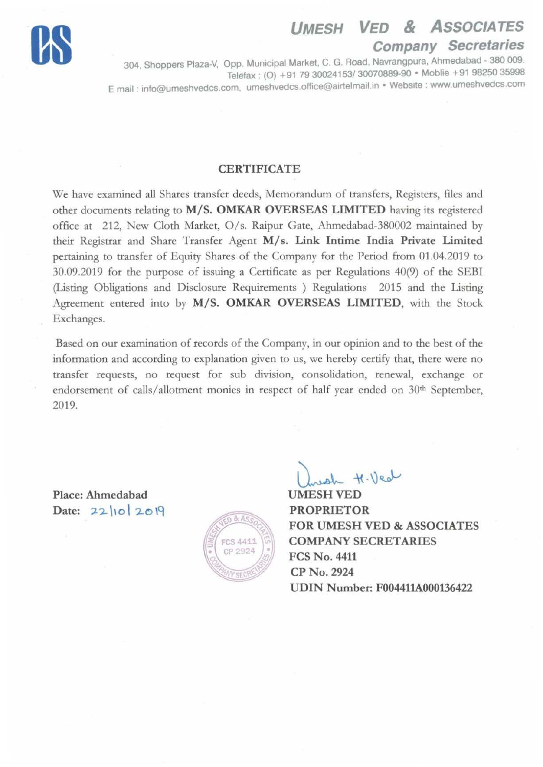# UMESH VED & ASSOCIATES

## Company Secretaries

304, Shoppers Plaza-V, Opp. Municipal Market, C. G. Road, Navrangpura, Ahmedabad - 380 009.
Telefax : (O) +91 79 30024153/ 30070889-90 • Moblie +91 98250 35998
E mail : info@umeshvedcs.com, umeshvedcs.office@airtelmail.in • Website : www.umeshvedcs.com

### CERTIFICATE

We have examined all Shares transfer deeds, Memorandum of transfers, Registers, files and other documents relating to **M/S. OMKAR OVERSEAS LIMITED** having its registered office at 212, New Cloth Market, O/s. Raipur Gate, Ahmedabad-380002 maintained by their Registrar and Share Transfer Agent **M/s. Link Intime India Private Limited** pertaining to transfer of Equity Shares of the Company for the Period from 01.04.2019 to 30.09.2019 for the purpose of issuing a Certificate as per Regulations 40(9) of the SEBI (Listing Obligations and Disclosure Requirements ) Regulations 2015 and the Listing Agreement entered into by **M/S. OMKAR OVERSEAS LIMITED**, with the Stock Exchanges.

Based on our examination of records of the Company, in our opinion and to the best of the information and according to explanation given to us, we hereby certify that, there were no transfer requests, no request for sub division, consolidation, renewal, exchange or endorsement of calls/allotment monies in respect of half year ended on 30th September, 2019.

**Place: Ahmedabad**
**Date:** 22/10/2019

Umesh H. Ved

**UMESH VED**
**PROPRIETOR**
**FOR UMESH VED & ASSOCIATES**
**COMPANY SECRETARIES**
**FCS No. 4411**
**CP No. 2924**
**UDIN Number: F004411A000136422**

UMESH VED & ASSOCIATES COMPANY SECRETARIES FCS 4411 CP 2924